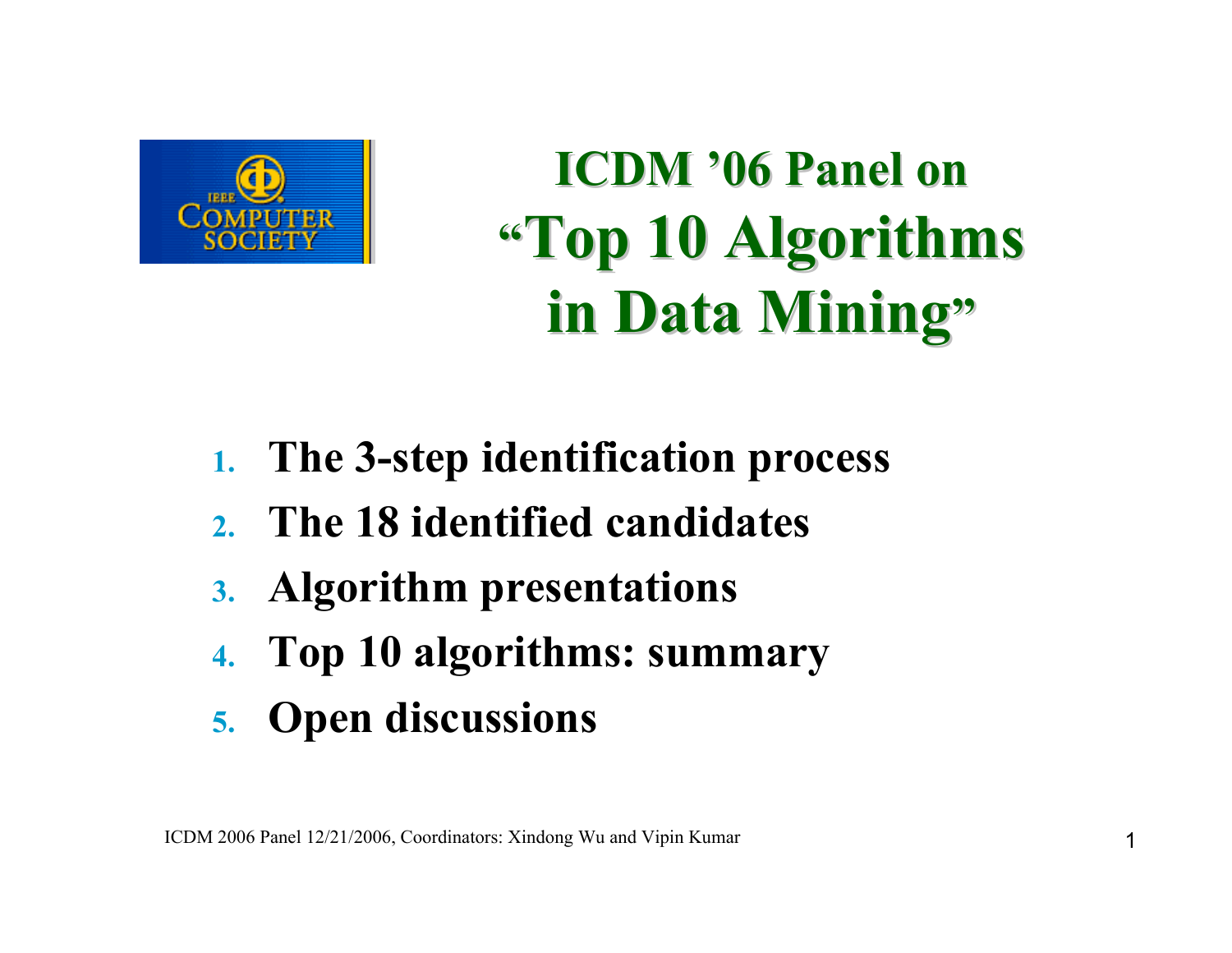# ICDM '06 Panel on "Top 10 Algorithms in Data Mining"

1. The 3-step identification process
2. The 18 identified candidates
3. Algorithm presentations
4. Top 10 algorithms: summary
5. Open discussions

ICDM 2006 Panel 12/21/2006, Coordinators: Xindong Wu and Vipin Kumar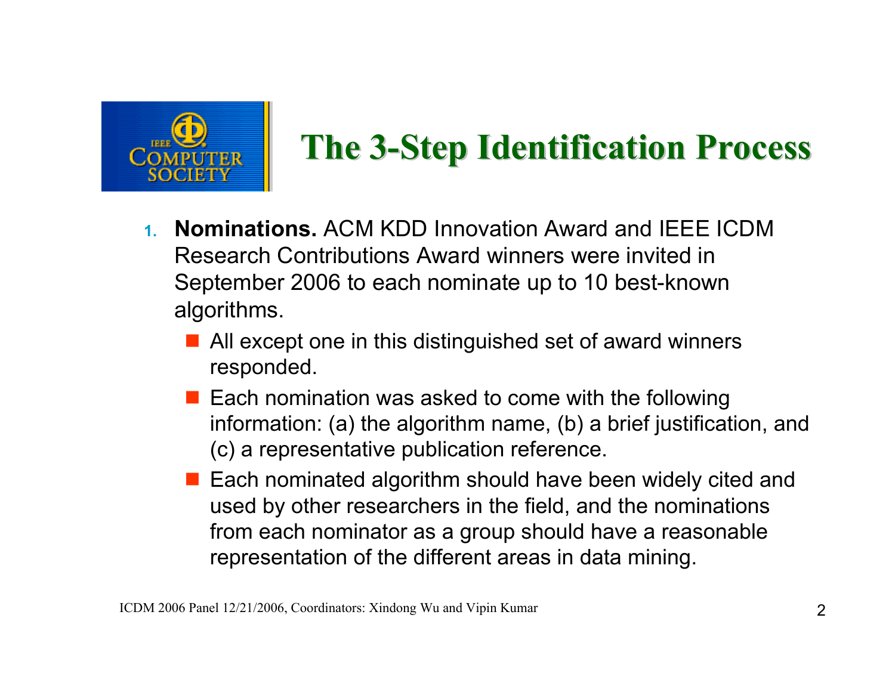# The 3-Step Identification Process

1. **Nominations.** ACM KDD Innovation Award and IEEE ICDM Research Contributions Award winners were invited in September 2006 to each nominate up to 10 best-known algorithms.
   - All except one in this distinguished set of award winners responded.
   - Each nomination was asked to come with the following information: (a) the algorithm name, (b) a brief justification, and (c) a representative publication reference.
   - Each nominated algorithm should have been widely cited and used by other researchers in the field, and the nominations from each nominator as a group should have a reasonable representation of the different areas in data mining.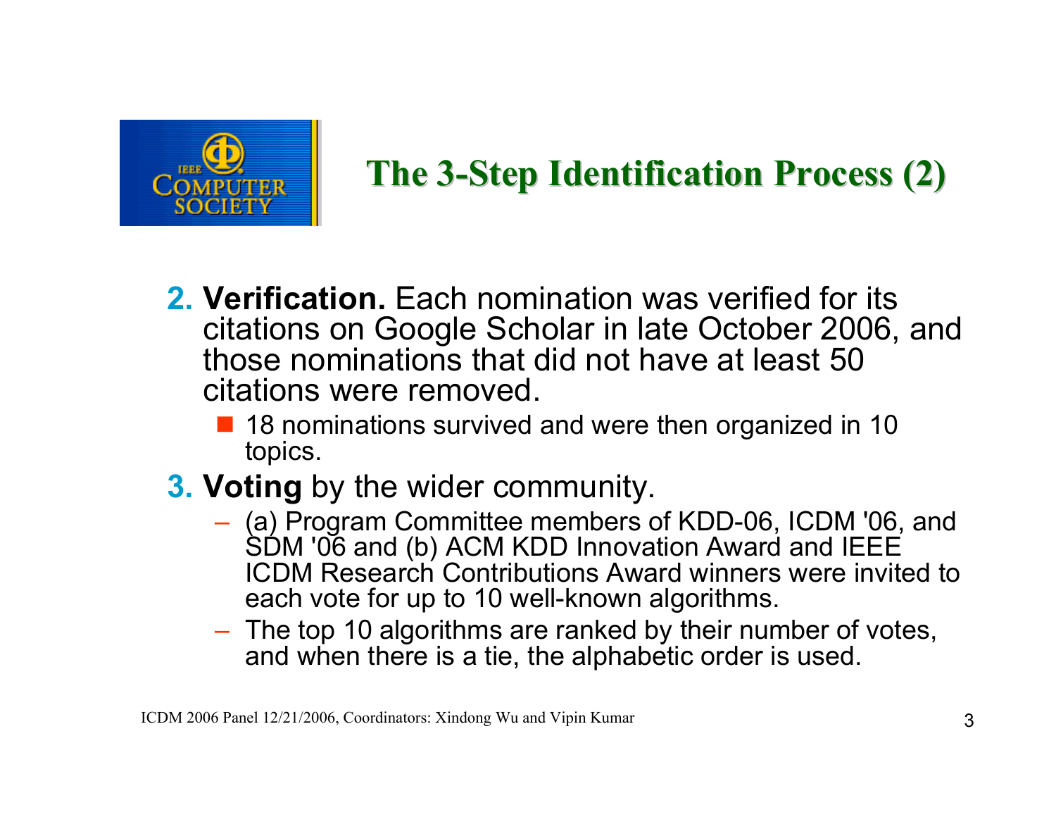## The 3-Step Identification Process (2)

2. **Verification.** Each nomination was verified for its citations on Google Scholar in late October 2006, and those nominations that did not have at least 50 citations were removed.
   - 18 nominations survived and were then organized in 10 topics.
3. **Voting** by the wider community.
   - (a) Program Committee members of KDD-06, ICDM '06, and SDM '06 and (b) ACM KDD Innovation Award and IEEE ICDM Research Contributions Award winners were invited to each vote for up to 10 well-known algorithms.
   - The top 10 algorithms are ranked by their number of votes, and when there is a tie, the alphabetic order is used.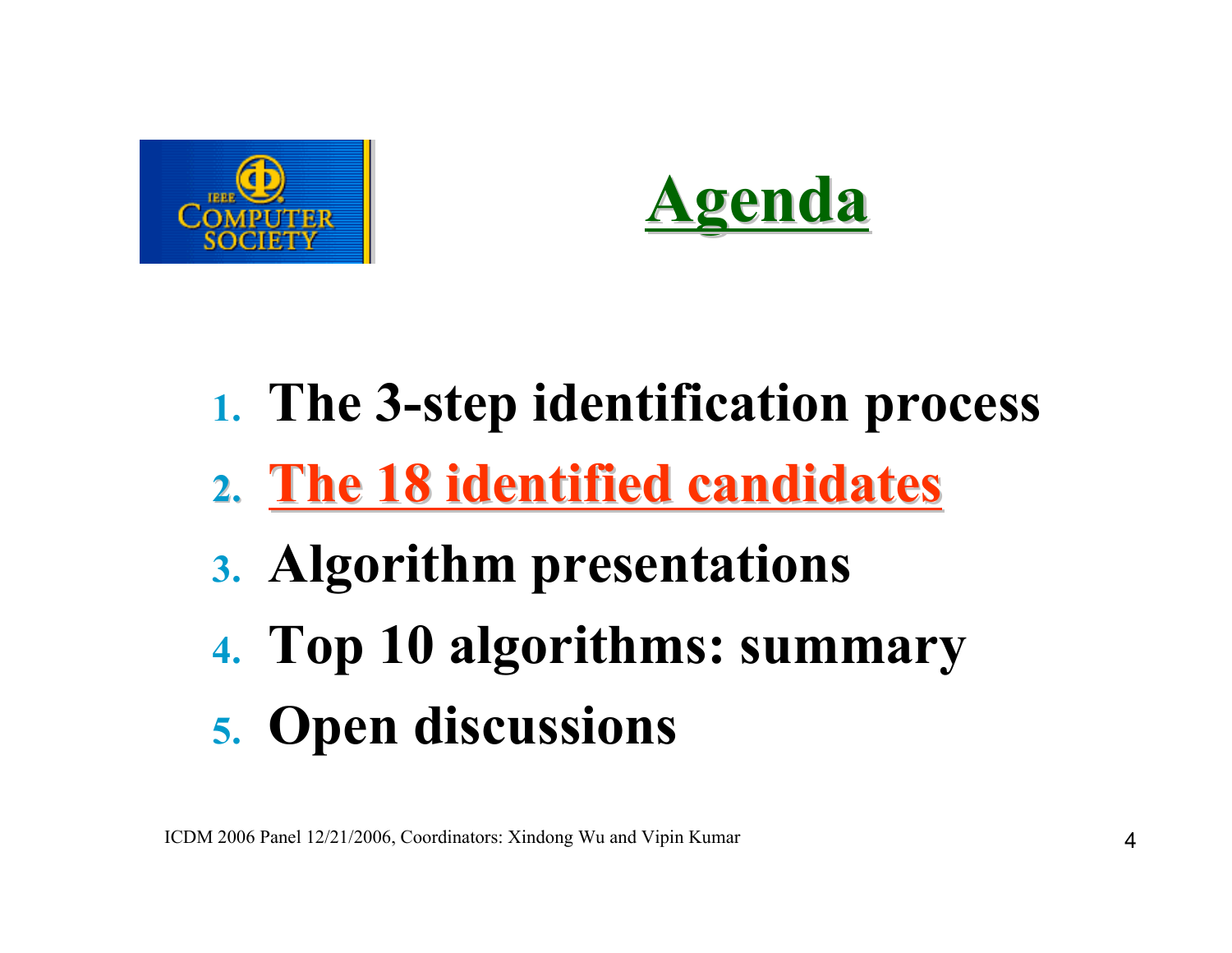# Agenda

1. **The 3-step identification process**
2. **The 18 identified candidates**
3. **Algorithm presentations**
4. **Top 10 algorithms: summary**
5. **Open discussions**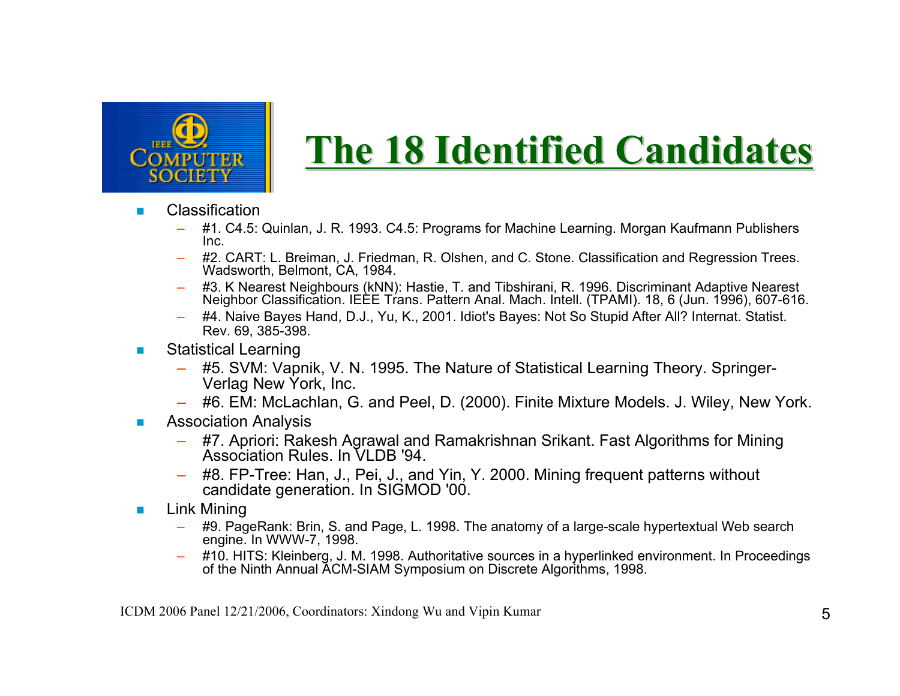# The 18 Identified Candidates

- Classification
  - #1. C4.5: Quinlan, J. R. 1993. C4.5: Programs for Machine Learning. Morgan Kaufmann Publishers Inc.
  - #2. CART: L. Breiman, J. Friedman, R. Olshen, and C. Stone. Classification and Regression Trees. Wadsworth, Belmont, CA, 1984.
  - #3. K Nearest Neighbours (kNN): Hastie, T. and Tibshirani, R. 1996. Discriminant Adaptive Nearest Neighbor Classification. IEEE Trans. Pattern Anal. Mach. Intell. (TPAMI). 18, 6 (Jun. 1996), 607-616.
  - #4. Naive Bayes Hand, D.J., Yu, K., 2001. Idiot's Bayes: Not So Stupid After All? Internat. Statist. Rev. 69, 385-398.
- Statistical Learning
  - #5. SVM: Vapnik, V. N. 1995. The Nature of Statistical Learning Theory. Springer-Verlag New York, Inc.
  - #6. EM: McLachlan, G. and Peel, D. (2000). Finite Mixture Models. J. Wiley, New York.
- Association Analysis
  - #7. Apriori: Rakesh Agrawal and Ramakrishnan Srikant. Fast Algorithms for Mining Association Rules. In VLDB '94.
  - #8. FP-Tree: Han, J., Pei, J., and Yin, Y. 2000. Mining frequent patterns without candidate generation. In SIGMOD '00.
- Link Mining
  - #9. PageRank: Brin, S. and Page, L. 1998. The anatomy of a large-scale hypertextual Web search engine. In WWW-7, 1998.
  - #10. HITS: Kleinberg, J. M. 1998. Authoritative sources in a hyperlinked environment. In Proceedings of the Ninth Annual ACM-SIAM Symposium on Discrete Algorithms, 1998.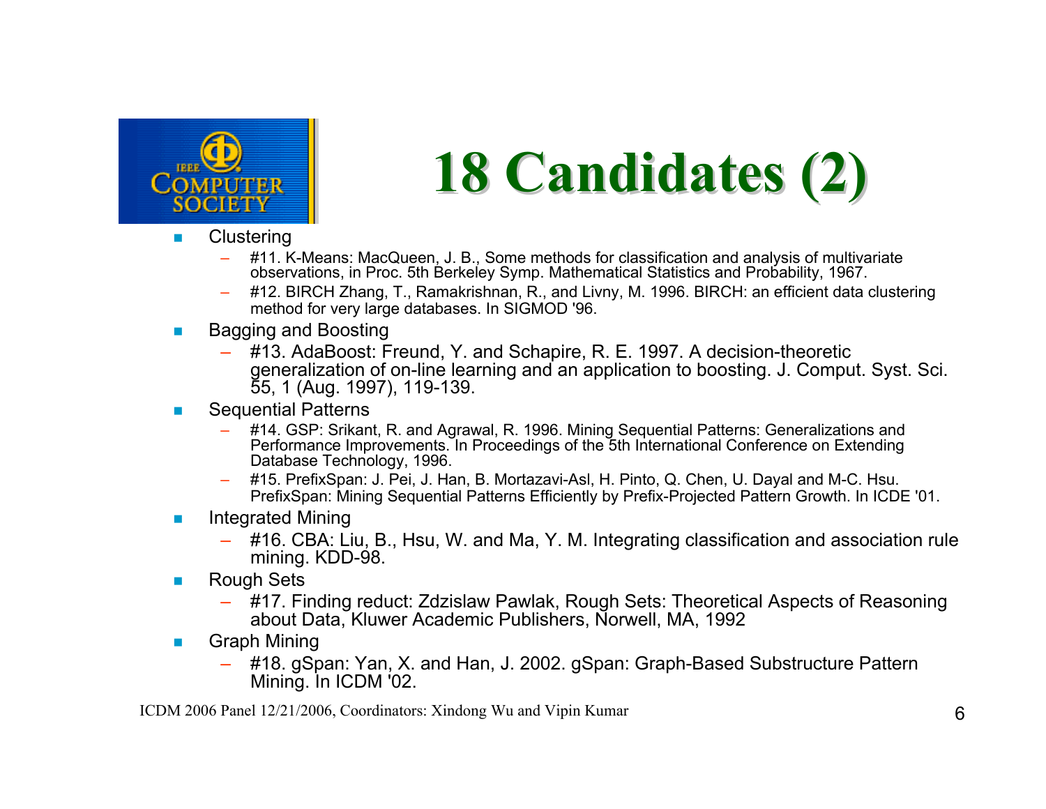# 18 Candidates (2)

- Clustering
  - #11. K-Means: MacQueen, J. B., Some methods for classification and analysis of multivariate observations, in Proc. 5th Berkeley Symp. Mathematical Statistics and Probability, 1967.
  - #12. BIRCH Zhang, T., Ramakrishnan, R., and Livny, M. 1996. BIRCH: an efficient data clustering method for very large databases. In SIGMOD '96.
- Bagging and Boosting
  - #13. AdaBoost: Freund, Y. and Schapire, R. E. 1997. A decision-theoretic generalization of on-line learning and an application to boosting. J. Comput. Syst. Sci. 55, 1 (Aug. 1997), 119-139.
- Sequential Patterns
  - #14. GSP: Srikant, R. and Agrawal, R. 1996. Mining Sequential Patterns: Generalizations and Performance Improvements. In Proceedings of the 5th International Conference on Extending Database Technology, 1996.
  - #15. PrefixSpan: J. Pei, J. Han, B. Mortazavi-Asl, H. Pinto, Q. Chen, U. Dayal and M-C. Hsu. PrefixSpan: Mining Sequential Patterns Efficiently by Prefix-Projected Pattern Growth. In ICDE '01.
- Integrated Mining
  - #16. CBA: Liu, B., Hsu, W. and Ma, Y. M. Integrating classification and association rule mining. KDD-98.
- Rough Sets
  - #17. Finding reduct: Zdzislaw Pawlak, Rough Sets: Theoretical Aspects of Reasoning about Data, Kluwer Academic Publishers, Norwell, MA, 1992
- Graph Mining
  - #18. gSpan: Yan, X. and Han, J. 2002. gSpan: Graph-Based Substructure Pattern Mining. In ICDM '02.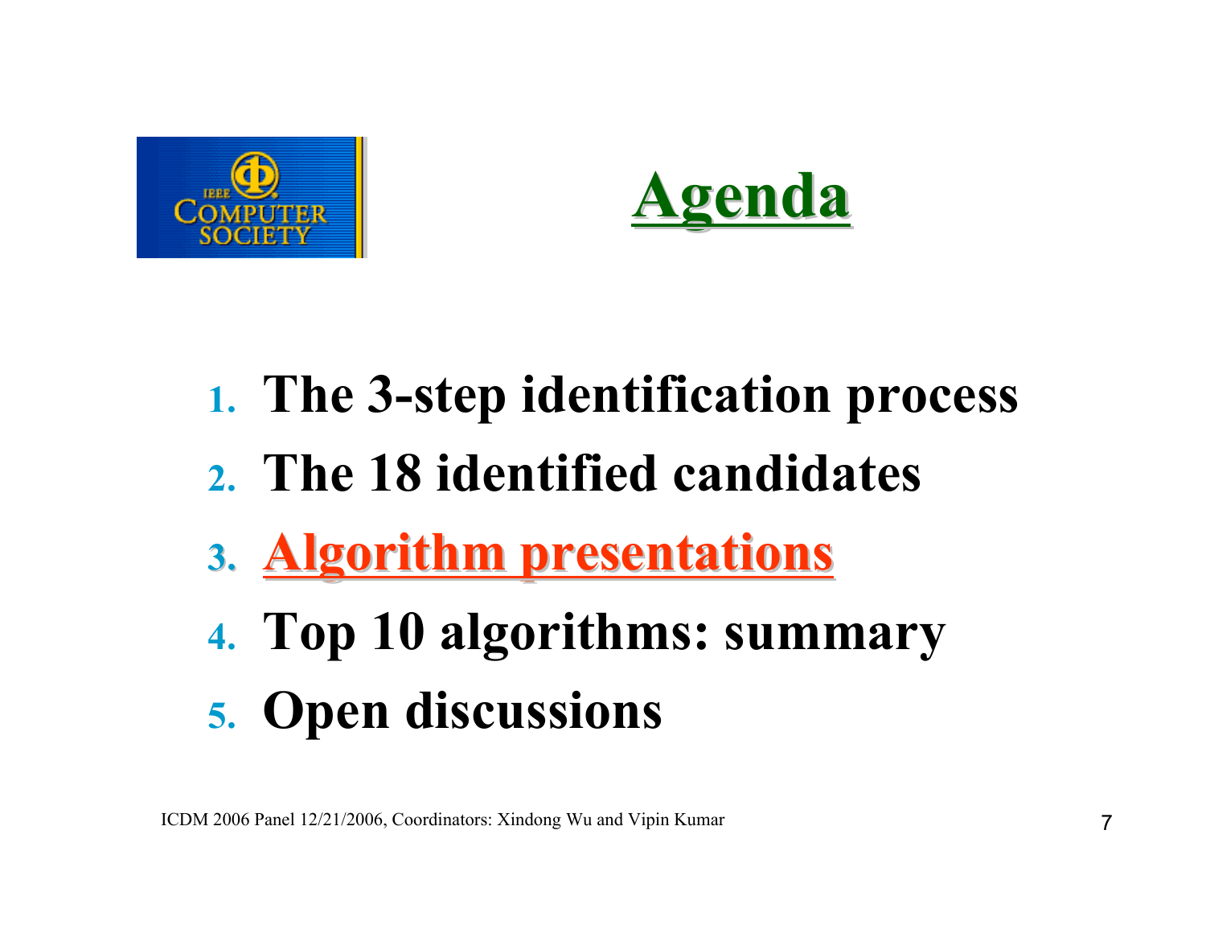# Agenda

1. **The 3-step identification process**
2. **The 18 identified candidates**
3. **Algorithm presentations**
4. **Top 10 algorithms: summary**
5. **Open discussions**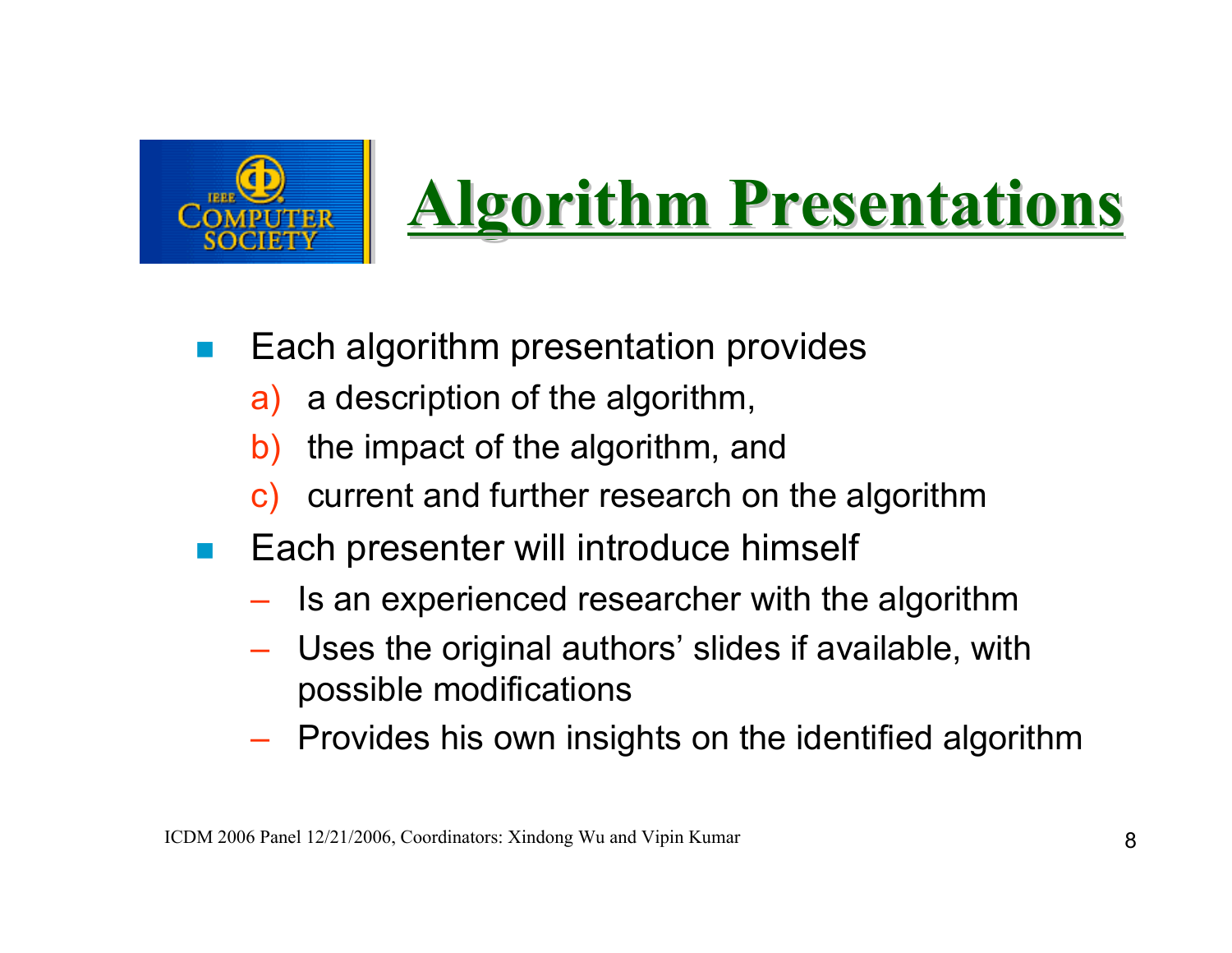# Algorithm Presentations

- Each algorithm presentation provides
  a) a description of the algorithm,
  b) the impact of the algorithm, and
  c) current and further research on the algorithm
- Each presenter will introduce himself
  - Is an experienced researcher with the algorithm
  - Uses the original authors' slides if available, with possible modifications
  - Provides his own insights on the identified algorithm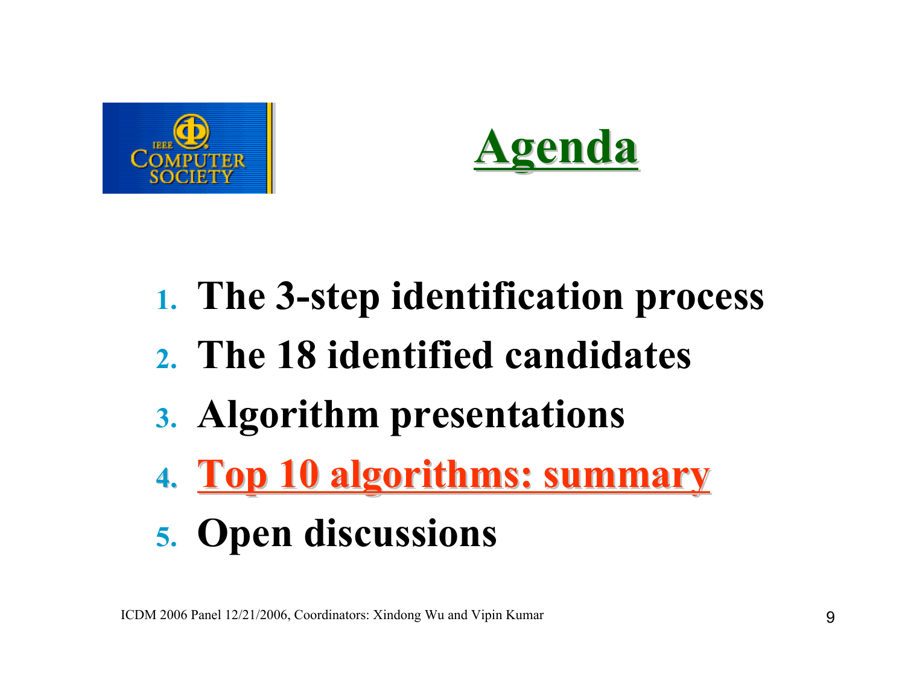# Agenda

1. The 3-step identification process
2. The 18 identified candidates
3. Algorithm presentations
4. **Top 10 algorithms: summary**
5. Open discussions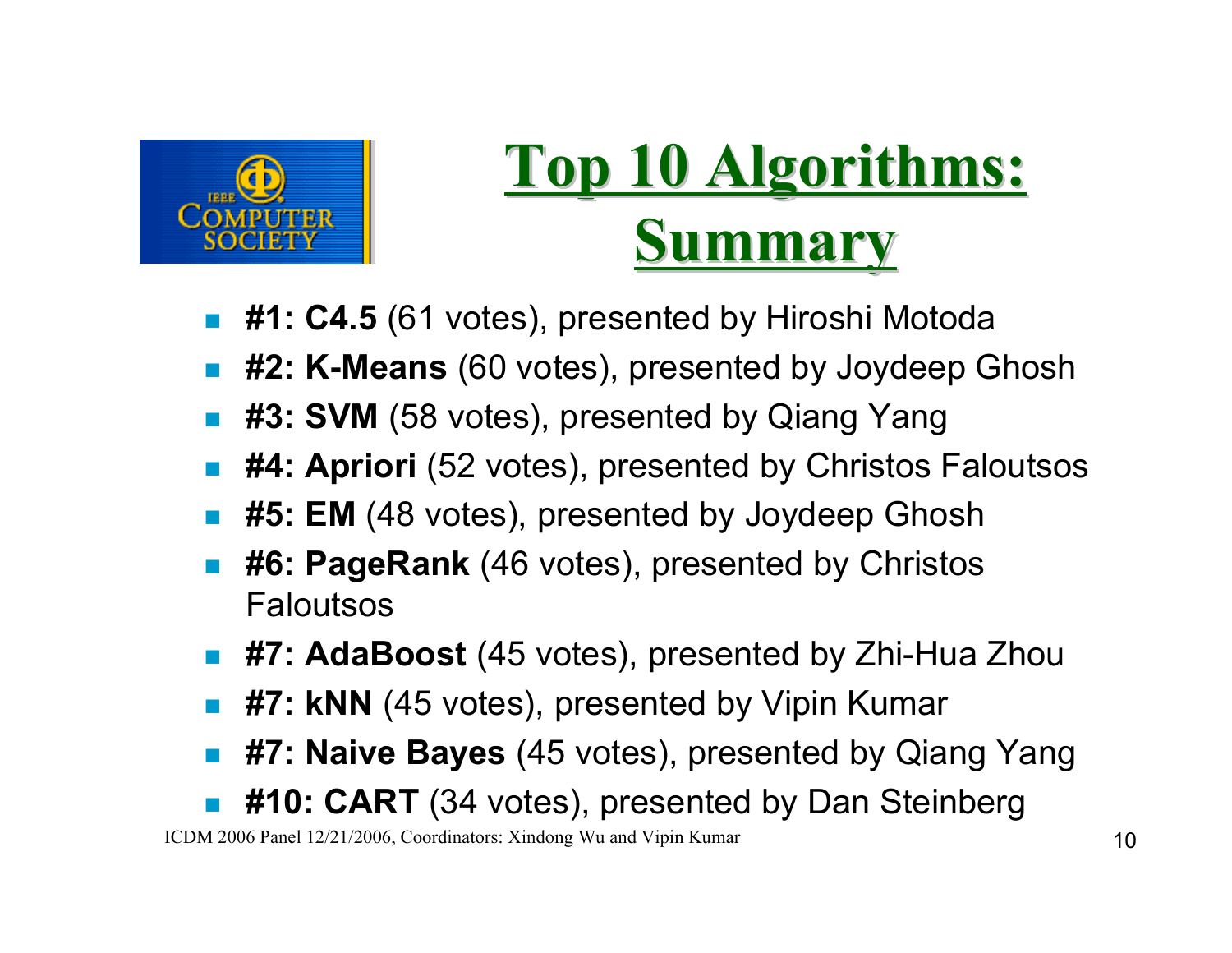# Top 10 Algorithms: Summary

- **#1: C4.5** (61 votes), presented by Hiroshi Motoda
- **#2: K-Means** (60 votes), presented by Joydeep Ghosh
- **#3: SVM** (58 votes), presented by Qiang Yang
- **#4: Apriori** (52 votes), presented by Christos Faloutsos
- **#5: EM** (48 votes), presented by Joydeep Ghosh
- **#6: PageRank** (46 votes), presented by Christos Faloutsos
- **#7: AdaBoost** (45 votes), presented by Zhi-Hua Zhou
- **#7: kNN** (45 votes), presented by Vipin Kumar
- **#7: Naive Bayes** (45 votes), presented by Qiang Yang
- **#10: CART** (34 votes), presented by Dan Steinberg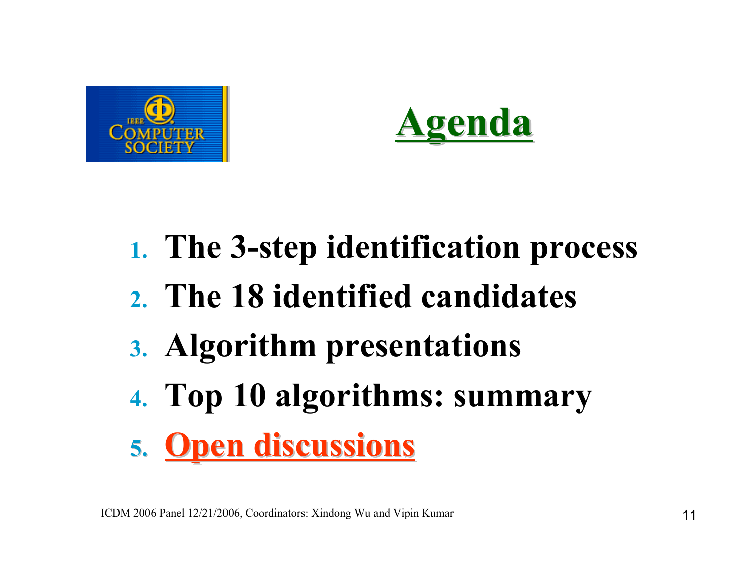# Agenda

1. The 3-step identification process
2. The 18 identified candidates
3. Algorithm presentations
4. Top 10 algorithms: summary
5. **Open discussions**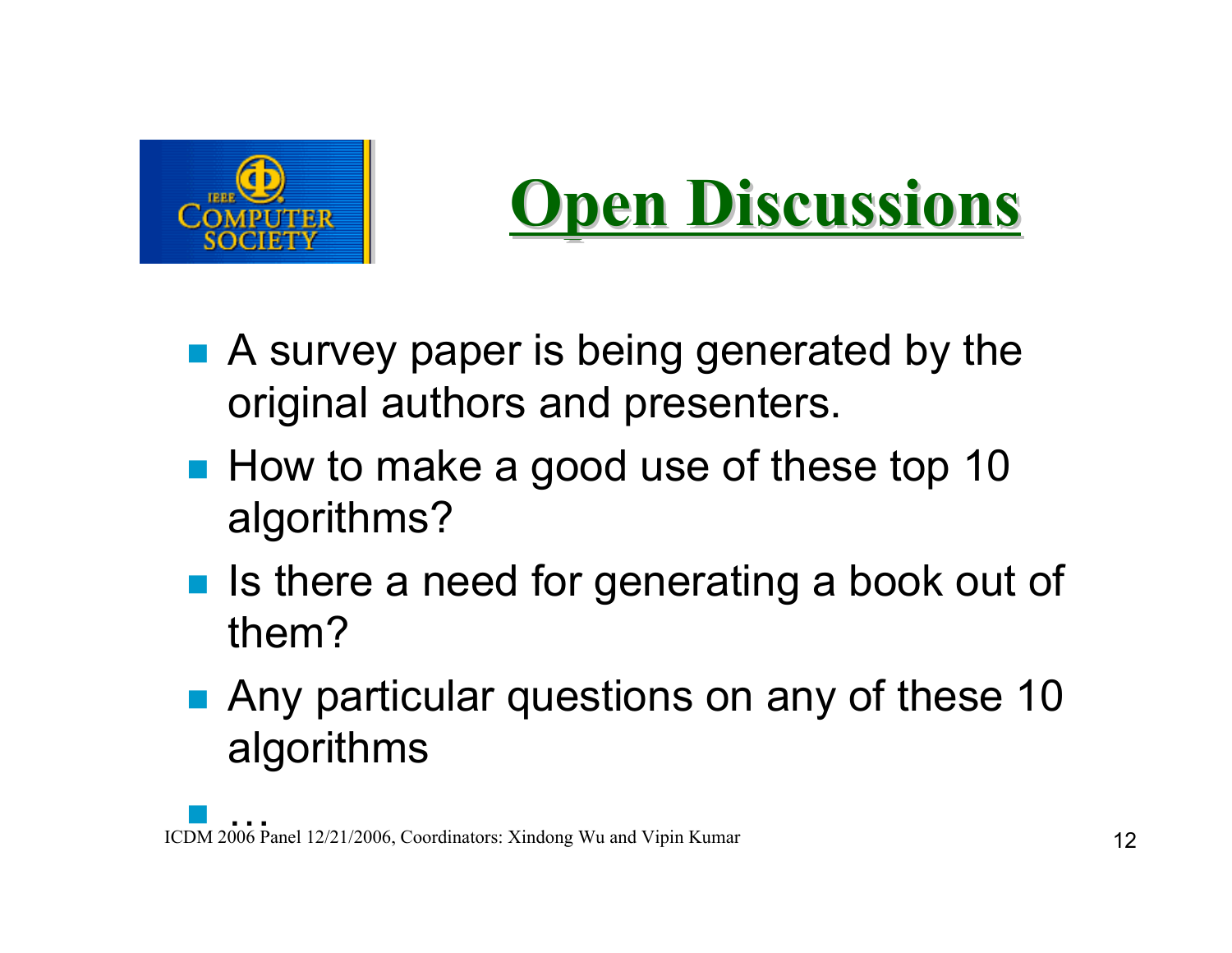# Open Discussions

- A survey paper is being generated by the original authors and presenters.
- How to make a good use of these top 10 algorithms?
- Is there a need for generating a book out of them?
- Any particular questions on any of these 10 algorithms
- …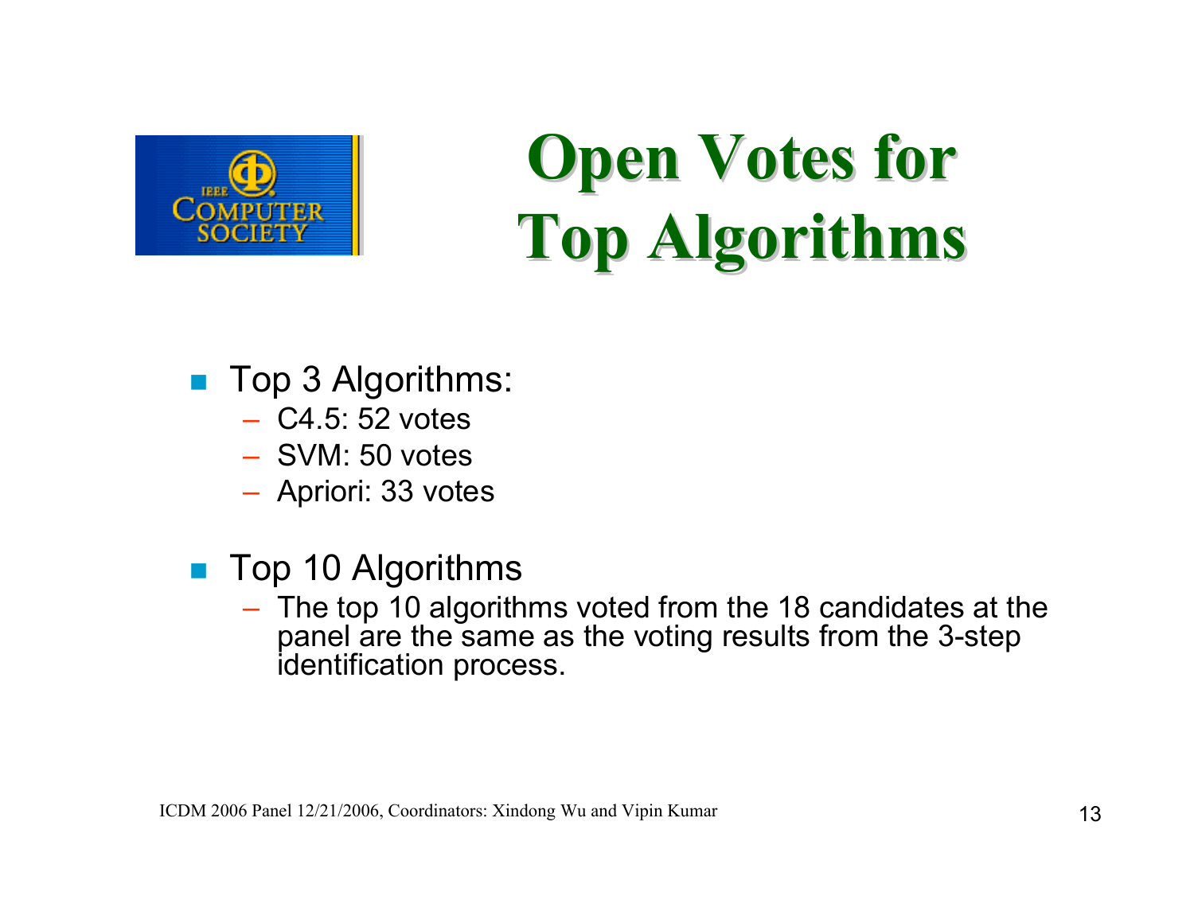# Open Votes for Top Algorithms

- Top 3 Algorithms:
  - C4.5: 52 votes
  - SVM: 50 votes
  - Apriori: 33 votes
- Top 10 Algorithms
  - The top 10 algorithms voted from the 18 candidates at the panel are the same as the voting results from the 3-step identification process.